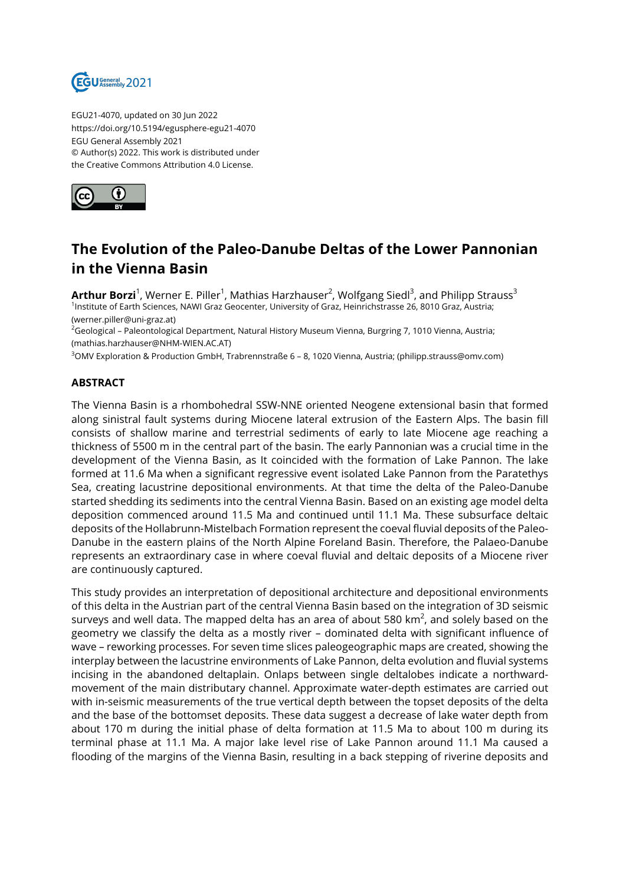EGU21-4070, updated on 30 Jun 2022
https://doi.org/10.5194/egusphere-egu21-4070
EGU General Assembly 2021
© Author(s) 2022. This work is distributed under
the Creative Commons Attribution 4.0 License.

# The Evolution of the Paleo-Danube Deltas of the Lower Pannonian in the Vienna Basin

**Arthur Borzi**[1], Werner E. Piller[1], Mathias Harzhauser[2], Wolfgang Siedl[3], and Philipp Strauss[3]

[1]Institute of Earth Sciences, NAWI Graz Geocenter, University of Graz, Heinrichstrasse 26, 8010 Graz, Austria; (werner.piller@uni-graz.at)

[2]Geological – Paleontological Department, Natural History Museum Vienna, Burgring 7, 1010 Vienna, Austria; (mathias.harzhauser@NHM-WIEN.AC.AT)

[3]OMV Exploration & Production GmbH, Trabrennstraße 6 – 8, 1020 Vienna, Austria; (philipp.strauss@omv.com)

## ABSTRACT

The Vienna Basin is a rhombohedral SSW-NNE oriented Neogene extensional basin that formed along sinistral fault systems during Miocene lateral extrusion of the Eastern Alps. The basin fill consists of shallow marine and terrestrial sediments of early to late Miocene age reaching a thickness of 5500 m in the central part of the basin. The early Pannonian was a crucial time in the development of the Vienna Basin, as It coincided with the formation of Lake Pannon. The lake formed at 11.6 Ma when a significant regressive event isolated Lake Pannon from the Paratethys Sea, creating lacustrine depositional environments. At that time the delta of the Paleo-Danube started shedding its sediments into the central Vienna Basin. Based on an existing age model delta deposition commenced around 11.5 Ma and continued until 11.1 Ma. These subsurface deltaic deposits of the Hollabrunn-Mistelbach Formation represent the coeval fluvial deposits of the Paleo-Danube in the eastern plains of the North Alpine Foreland Basin. Therefore, the Palaeo-Danube represents an extraordinary case in where coeval fluvial and deltaic deposits of a Miocene river are continuously captured.

This study provides an interpretation of depositional architecture and depositional environments of this delta in the Austrian part of the central Vienna Basin based on the integration of 3D seismic surveys and well data. The mapped delta has an area of about 580 km$^2$, and solely based on the geometry we classify the delta as a mostly river – dominated delta with significant influence of wave – reworking processes. For seven time slices paleogeographic maps are created, showing the interplay between the lacustrine environments of Lake Pannon, delta evolution and fluvial systems incising in the abandoned deltaplain. Onlaps between single deltalobes indicate a northward-movement of the main distributary channel. Approximate water-depth estimates are carried out with in-seismic measurements of the true vertical depth between the topset deposits of the delta and the base of the bottomset deposits. These data suggest a decrease of lake water depth from about 170 m during the initial phase of delta formation at 11.5 Ma to about 100 m during its terminal phase at 11.1 Ma. A major lake level rise of Lake Pannon around 11.1 Ma caused a flooding of the margins of the Vienna Basin, resulting in a back stepping of riverine deposits and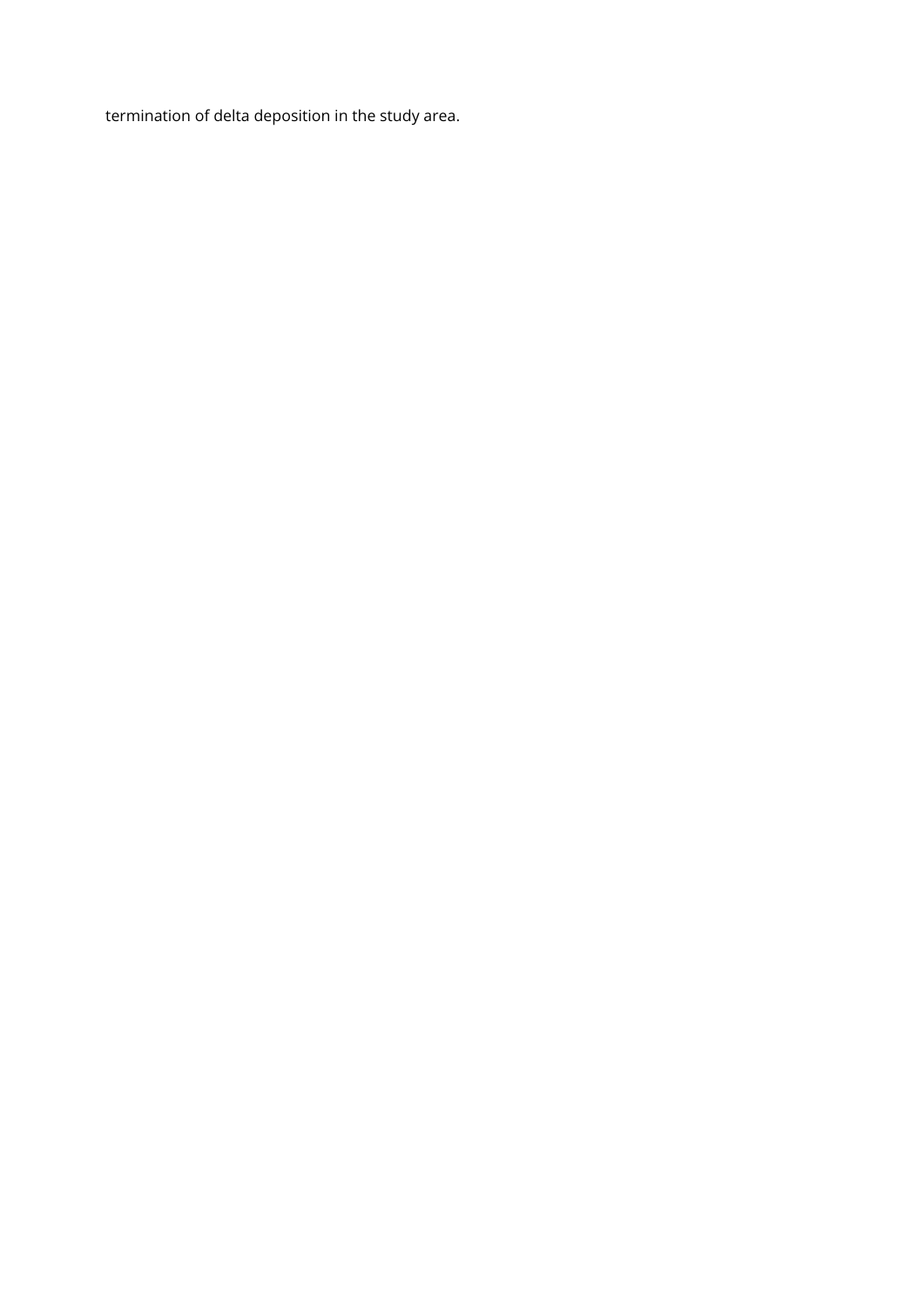termination of delta deposition in the study area.